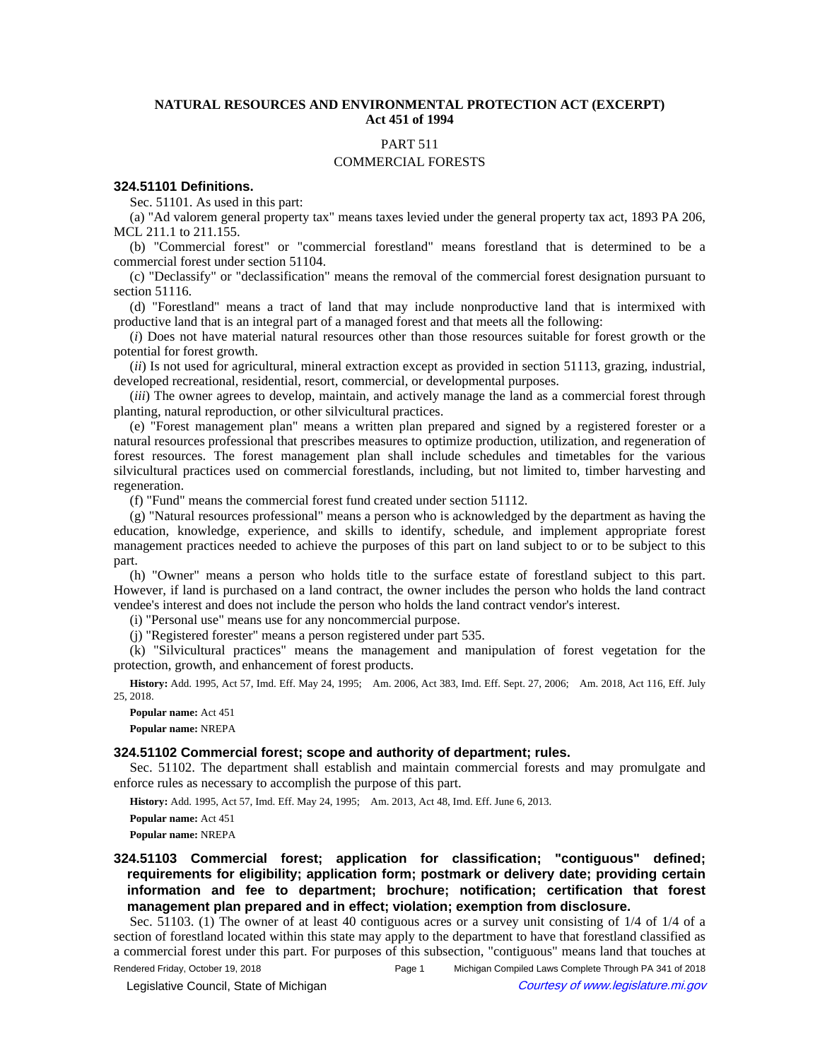**NATURAL RESOURCES AND ENVIRONMENTAL PROTECTION ACT (EXCERPT)**
**Act 451 of 1994**

PART 511

COMMERCIAL FORESTS

### 324.51101 Definitions.

Sec. 51101. As used in this part:

(a) "Ad valorem general property tax" means taxes levied under the general property tax act, 1893 PA 206, MCL 211.1 to 211.155.

(b) "Commercial forest" or "commercial forestland" means forestland that is determined to be a commercial forest under section 51104.

(c) "Declassify" or "declassification" means the removal of the commercial forest designation pursuant to section 51116.

(d) "Forestland" means a tract of land that may include nonproductive land that is intermixed with productive land that is an integral part of a managed forest and that meets all the following:

(*i*) Does not have material natural resources other than those resources suitable for forest growth or the potential for forest growth.

(*ii*) Is not used for agricultural, mineral extraction except as provided in section 51113, grazing, industrial, developed recreational, residential, resort, commercial, or developmental purposes.

(*iii*) The owner agrees to develop, maintain, and actively manage the land as a commercial forest through planting, natural reproduction, or other silvicultural practices.

(e) "Forest management plan" means a written plan prepared and signed by a registered forester or a natural resources professional that prescribes measures to optimize production, utilization, and regeneration of forest resources. The forest management plan shall include schedules and timetables for the various silvicultural practices used on commercial forestlands, including, but not limited to, timber harvesting and regeneration.

(f) "Fund" means the commercial forest fund created under section 51112.

(g) "Natural resources professional" means a person who is acknowledged by the department as having the education, knowledge, experience, and skills to identify, schedule, and implement appropriate forest management practices needed to achieve the purposes of this part on land subject to or to be subject to this part.

(h) "Owner" means a person who holds title to the surface estate of forestland subject to this part. However, if land is purchased on a land contract, the owner includes the person who holds the land contract vendee's interest and does not include the person who holds the land contract vendor's interest.

(i) "Personal use" means use for any noncommercial purpose.

(j) "Registered forester" means a person registered under part 535.

(k) "Silvicultural practices" means the management and manipulation of forest vegetation for the protection, growth, and enhancement of forest products.

**History:** Add. 1995, Act 57, Imd. Eff. May 24, 1995; Am. 2006, Act 383, Imd. Eff. Sept. 27, 2006; Am. 2018, Act 116, Eff. July 25, 2018.

**Popular name:** Act 451

**Popular name:** NREPA

### 324.51102 Commercial forest; scope and authority of department; rules.

Sec. 51102. The department shall establish and maintain commercial forests and may promulgate and enforce rules as necessary to accomplish the purpose of this part.

**History:** Add. 1995, Act 57, Imd. Eff. May 24, 1995; Am. 2013, Act 48, Imd. Eff. June 6, 2013.

**Popular name:** Act 451

**Popular name:** NREPA

### 324.51103 Commercial forest; application for classification; "contiguous" defined; requirements for eligibility; application form; postmark or delivery date; providing certain information and fee to department; brochure; notification; certification that forest management plan prepared and in effect; violation; exemption from disclosure.

Sec. 51103. (1) The owner of at least 40 contiguous acres or a survey unit consisting of 1/4 of 1/4 of a section of forestland located within this state may apply to the department to have that forestland classified as a commercial forest under this part. For purposes of this subsection, "contiguous" means land that touches at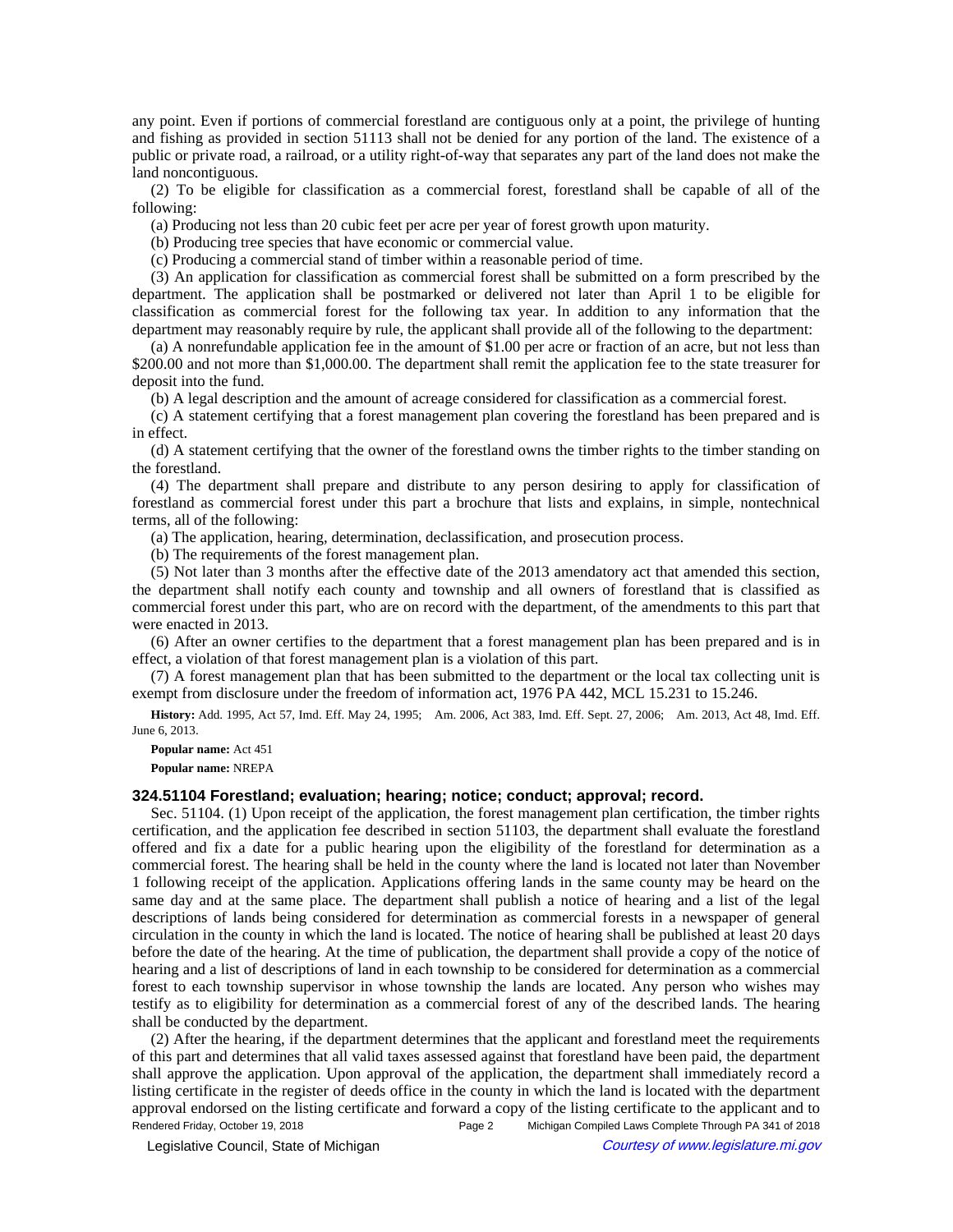any point. Even if portions of commercial forestland are contiguous only at a point, the privilege of hunting and fishing as provided in section 51113 shall not be denied for any portion of the land. The existence of a public or private road, a railroad, or a utility right-of-way that separates any part of the land does not make the land noncontiguous.

(2) To be eligible for classification as a commercial forest, forestland shall be capable of all of the following:

(a) Producing not less than 20 cubic feet per acre per year of forest growth upon maturity.

(b) Producing tree species that have economic or commercial value.

(c) Producing a commercial stand of timber within a reasonable period of time.

(3) An application for classification as commercial forest shall be submitted on a form prescribed by the department. The application shall be postmarked or delivered not later than April 1 to be eligible for classification as commercial forest for the following tax year. In addition to any information that the department may reasonably require by rule, the applicant shall provide all of the following to the department:

(a) A nonrefundable application fee in the amount of $1.00 per acre or fraction of an acre, but not less than $200.00 and not more than $1,000.00. The department shall remit the application fee to the state treasurer for deposit into the fund.

(b) A legal description and the amount of acreage considered for classification as a commercial forest.

(c) A statement certifying that a forest management plan covering the forestland has been prepared and is in effect.

(d) A statement certifying that the owner of the forestland owns the timber rights to the timber standing on the forestland.

(4) The department shall prepare and distribute to any person desiring to apply for classification of forestland as commercial forest under this part a brochure that lists and explains, in simple, nontechnical terms, all of the following:

(a) The application, hearing, determination, declassification, and prosecution process.

(b) The requirements of the forest management plan.

(5) Not later than 3 months after the effective date of the 2013 amendatory act that amended this section, the department shall notify each county and township and all owners of forestland that is classified as commercial forest under this part, who are on record with the department, of the amendments to this part that were enacted in 2013.

(6) After an owner certifies to the department that a forest management plan has been prepared and is in effect, a violation of that forest management plan is a violation of this part.

(7) A forest management plan that has been submitted to the department or the local tax collecting unit is exempt from disclosure under the freedom of information act, 1976 PA 442, MCL 15.231 to 15.246.

**History:** Add. 1995, Act 57, Imd. Eff. May 24, 1995; Am. 2006, Act 383, Imd. Eff. Sept. 27, 2006; Am. 2013, Act 48, Imd. Eff. June 6, 2013.

**Popular name:** Act 451

**Popular name:** NREPA

### 324.51104 Forestland; evaluation; hearing; notice; conduct; approval; record.

Sec. 51104. (1) Upon receipt of the application, the forest management plan certification, the timber rights certification, and the application fee described in section 51103, the department shall evaluate the forestland offered and fix a date for a public hearing upon the eligibility of the forestland for determination as a commercial forest. The hearing shall be held in the county where the land is located not later than November 1 following receipt of the application. Applications offering lands in the same county may be heard on the same day and at the same place. The department shall publish a notice of hearing and a list of the legal descriptions of lands being considered for determination as commercial forests in a newspaper of general circulation in the county in which the land is located. The notice of hearing shall be published at least 20 days before the date of the hearing. At the time of publication, the department shall provide a copy of the notice of hearing and a list of descriptions of land in each township to be considered for determination as a commercial forest to each township supervisor in whose township the lands are located. Any person who wishes may testify as to eligibility for determination as a commercial forest of any of the described lands. The hearing shall be conducted by the department.

(2) After the hearing, if the department determines that the applicant and forestland meet the requirements of this part and determines that all valid taxes assessed against that forestland have been paid, the department shall approve the application. Upon approval of the application, the department shall immediately record a listing certificate in the register of deeds office in the county in which the land is located with the department approval endorsed on the listing certificate and forward a copy of the listing certificate to the applicant and to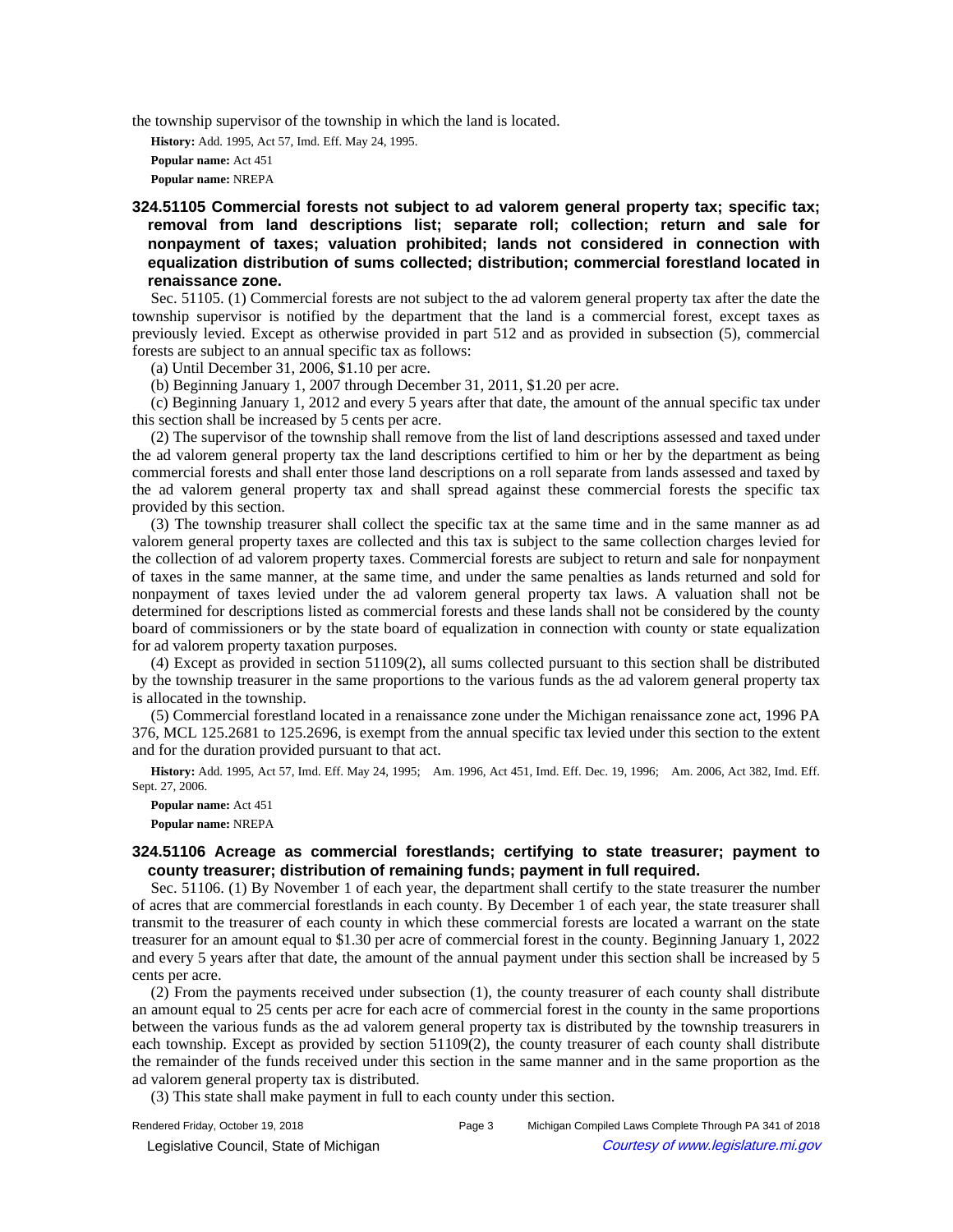the township supervisor of the township in which the land is located.

**History:** Add. 1995, Act 57, Imd. Eff. May 24, 1995.

**Popular name:** Act 451

**Popular name:** NREPA

### 324.51105 Commercial forests not subject to ad valorem general property tax; specific tax; removal from land descriptions list; separate roll; collection; return and sale for nonpayment of taxes; valuation prohibited; lands not considered in connection with equalization distribution of sums collected; distribution; commercial forestland located in renaissance zone.

Sec. 51105. (1) Commercial forests are not subject to the ad valorem general property tax after the date the township supervisor is notified by the department that the land is a commercial forest, except taxes as previously levied. Except as otherwise provided in part 512 and as provided in subsection (5), commercial forests are subject to an annual specific tax as follows:

(a) Until December 31, 2006, $1.10 per acre.

(b) Beginning January 1, 2007 through December 31, 2011, $1.20 per acre.

(c) Beginning January 1, 2012 and every 5 years after that date, the amount of the annual specific tax under this section shall be increased by 5 cents per acre.

(2) The supervisor of the township shall remove from the list of land descriptions assessed and taxed under the ad valorem general property tax the land descriptions certified to him or her by the department as being commercial forests and shall enter those land descriptions on a roll separate from lands assessed and taxed by the ad valorem general property tax and shall spread against these commercial forests the specific tax provided by this section.

(3) The township treasurer shall collect the specific tax at the same time and in the same manner as ad valorem general property taxes are collected and this tax is subject to the same collection charges levied for the collection of ad valorem property taxes. Commercial forests are subject to return and sale for nonpayment of taxes in the same manner, at the same time, and under the same penalties as lands returned and sold for nonpayment of taxes levied under the ad valorem general property tax laws. A valuation shall not be determined for descriptions listed as commercial forests and these lands shall not be considered by the county board of commissioners or by the state board of equalization in connection with county or state equalization for ad valorem property taxation purposes.

(4) Except as provided in section 51109(2), all sums collected pursuant to this section shall be distributed by the township treasurer in the same proportions to the various funds as the ad valorem general property tax is allocated in the township.

(5) Commercial forestland located in a renaissance zone under the Michigan renaissance zone act, 1996 PA 376, MCL 125.2681 to 125.2696, is exempt from the annual specific tax levied under this section to the extent and for the duration provided pursuant to that act.

**History:** Add. 1995, Act 57, Imd. Eff. May 24, 1995; Am. 1996, Act 451, Imd. Eff. Dec. 19, 1996; Am. 2006, Act 382, Imd. Eff. Sept. 27, 2006.

**Popular name:** Act 451

**Popular name:** NREPA

### 324.51106 Acreage as commercial forestlands; certifying to state treasurer; payment to county treasurer; distribution of remaining funds; payment in full required.

Sec. 51106. (1) By November 1 of each year, the department shall certify to the state treasurer the number of acres that are commercial forestlands in each county. By December 1 of each year, the state treasurer shall transmit to the treasurer of each county in which these commercial forests are located a warrant on the state treasurer for an amount equal to $1.30 per acre of commercial forest in the county. Beginning January 1, 2022 and every 5 years after that date, the amount of the annual payment under this section shall be increased by 5 cents per acre.

(2) From the payments received under subsection (1), the county treasurer of each county shall distribute an amount equal to 25 cents per acre for each acre of commercial forest in the county in the same proportions between the various funds as the ad valorem general property tax is distributed by the township treasurers in each township. Except as provided by section 51109(2), the county treasurer of each county shall distribute the remainder of the funds received under this section in the same manner and in the same proportion as the ad valorem general property tax is distributed.

(3) This state shall make payment in full to each county under this section.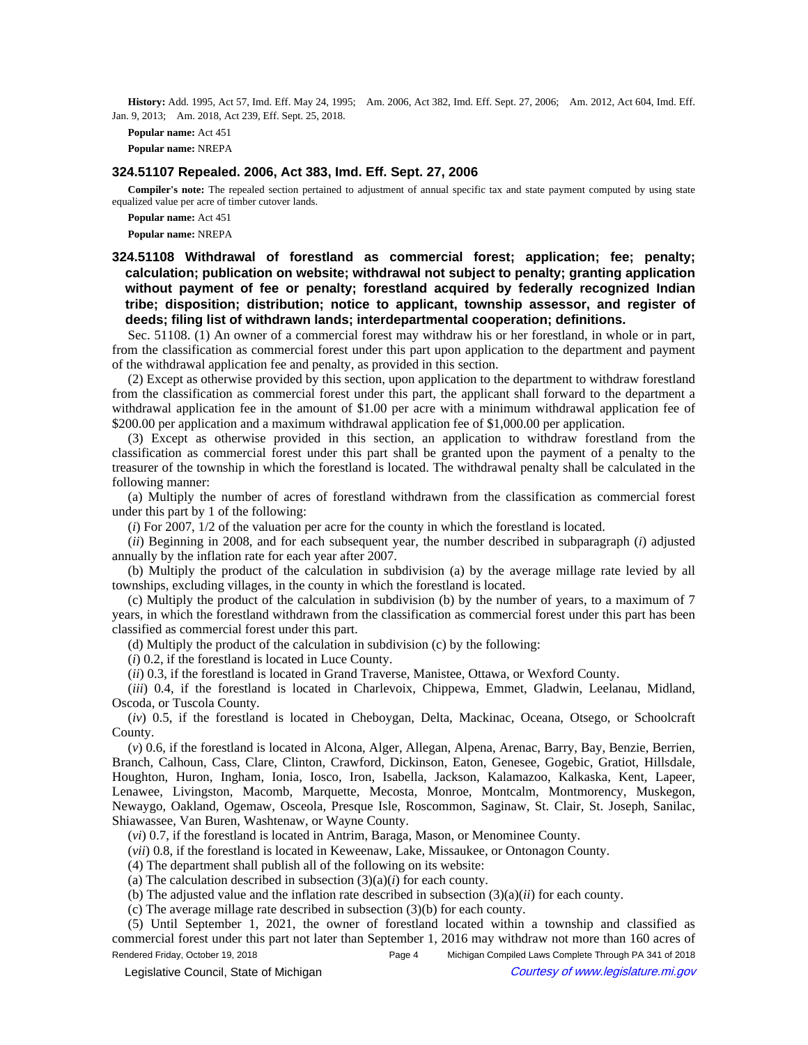**History:** Add. 1995, Act 57, Imd. Eff. May 24, 1995; Am. 2006, Act 382, Imd. Eff. Sept. 27, 2006; Am. 2012, Act 604, Imd. Eff. Jan. 9, 2013; Am. 2018, Act 239, Eff. Sept. 25, 2018.

**Popular name:** Act 451

**Popular name:** NREPA

### 324.51107 Repealed. 2006, Act 383, Imd. Eff. Sept. 27, 2006

**Compiler's note:** The repealed section pertained to adjustment of annual specific tax and state payment computed by using state equalized value per acre of timber cutover lands.

**Popular name:** Act 451

**Popular name:** NREPA

### 324.51108 Withdrawal of forestland as commercial forest; application; fee; penalty; calculation; publication on website; withdrawal not subject to penalty; granting application without payment of fee or penalty; forestland acquired by federally recognized Indian tribe; disposition; distribution; notice to applicant, township assessor, and register of deeds; filing list of withdrawn lands; interdepartmental cooperation; definitions.

Sec. 51108. (1) An owner of a commercial forest may withdraw his or her forestland, in whole or in part, from the classification as commercial forest under this part upon application to the department and payment of the withdrawal application fee and penalty, as provided in this section.

(2) Except as otherwise provided by this section, upon application to the department to withdraw forestland from the classification as commercial forest under this part, the applicant shall forward to the department a withdrawal application fee in the amount of $1.00 per acre with a minimum withdrawal application fee of $200.00 per application and a maximum withdrawal application fee of $1,000.00 per application.

(3) Except as otherwise provided in this section, an application to withdraw forestland from the classification as commercial forest under this part shall be granted upon the payment of a penalty to the treasurer of the township in which the forestland is located. The withdrawal penalty shall be calculated in the following manner:

(a) Multiply the number of acres of forestland withdrawn from the classification as commercial forest under this part by 1 of the following:

(*i*) For 2007, 1/2 of the valuation per acre for the county in which the forestland is located.

(*ii*) Beginning in 2008, and for each subsequent year, the number described in subparagraph (*i*) adjusted annually by the inflation rate for each year after 2007.

(b) Multiply the product of the calculation in subdivision (a) by the average millage rate levied by all townships, excluding villages, in the county in which the forestland is located.

(c) Multiply the product of the calculation in subdivision (b) by the number of years, to a maximum of 7 years, in which the forestland withdrawn from the classification as commercial forest under this part has been classified as commercial forest under this part.

(d) Multiply the product of the calculation in subdivision (c) by the following:

(*i*) 0.2, if the forestland is located in Luce County.

(*ii*) 0.3, if the forestland is located in Grand Traverse, Manistee, Ottawa, or Wexford County.

(*iii*) 0.4, if the forestland is located in Charlevoix, Chippewa, Emmet, Gladwin, Leelanau, Midland, Oscoda, or Tuscola County.

(*iv*) 0.5, if the forestland is located in Cheboygan, Delta, Mackinac, Oceana, Otsego, or Schoolcraft County.

(*v*) 0.6, if the forestland is located in Alcona, Alger, Allegan, Alpena, Arenac, Barry, Bay, Benzie, Berrien, Branch, Calhoun, Cass, Clare, Clinton, Crawford, Dickinson, Eaton, Genesee, Gogebic, Gratiot, Hillsdale, Houghton, Huron, Ingham, Ionia, Iosco, Iron, Isabella, Jackson, Kalamazoo, Kalkaska, Kent, Lapeer, Lenawee, Livingston, Macomb, Marquette, Mecosta, Monroe, Montcalm, Montmorency, Muskegon, Newaygo, Oakland, Ogemaw, Osceola, Presque Isle, Roscommon, Saginaw, St. Clair, St. Joseph, Sanilac, Shiawassee, Van Buren, Washtenaw, or Wayne County.

(*vi*) 0.7, if the forestland is located in Antrim, Baraga, Mason, or Menominee County.

(*vii*) 0.8, if the forestland is located in Keweenaw, Lake, Missaukee, or Ontonagon County.

(4) The department shall publish all of the following on its website:

(a) The calculation described in subsection (3)(a)(*i*) for each county.

(b) The adjusted value and the inflation rate described in subsection (3)(a)(*ii*) for each county.

(c) The average millage rate described in subsection (3)(b) for each county.

(5) Until September 1, 2021, the owner of forestland located within a township and classified as commercial forest under this part not later than September 1, 2016 may withdraw not more than 160 acres of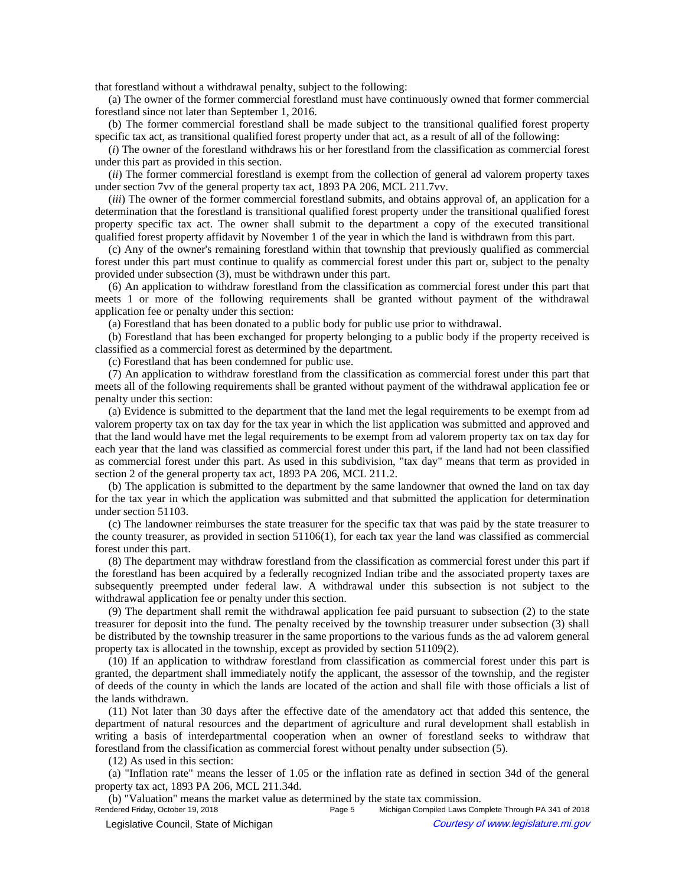that forestland without a withdrawal penalty, subject to the following:

(a) The owner of the former commercial forestland must have continuously owned that former commercial forestland since not later than September 1, 2016.

(b) The former commercial forestland shall be made subject to the transitional qualified forest property specific tax act, as transitional qualified forest property under that act, as a result of all of the following:

(*i*) The owner of the forestland withdraws his or her forestland from the classification as commercial forest under this part as provided in this section.

(*ii*) The former commercial forestland is exempt from the collection of general ad valorem property taxes under section 7vv of the general property tax act, 1893 PA 206, MCL 211.7vv.

(*iii*) The owner of the former commercial forestland submits, and obtains approval of, an application for a determination that the forestland is transitional qualified forest property under the transitional qualified forest property specific tax act. The owner shall submit to the department a copy of the executed transitional qualified forest property affidavit by November 1 of the year in which the land is withdrawn from this part.

(c) Any of the owner's remaining forestland within that township that previously qualified as commercial forest under this part must continue to qualify as commercial forest under this part or, subject to the penalty provided under subsection (3), must be withdrawn under this part.

(6) An application to withdraw forestland from the classification as commercial forest under this part that meets 1 or more of the following requirements shall be granted without payment of the withdrawal application fee or penalty under this section:

(a) Forestland that has been donated to a public body for public use prior to withdrawal.

(b) Forestland that has been exchanged for property belonging to a public body if the property received is classified as a commercial forest as determined by the department.

(c) Forestland that has been condemned for public use.

(7) An application to withdraw forestland from the classification as commercial forest under this part that meets all of the following requirements shall be granted without payment of the withdrawal application fee or penalty under this section:

(a) Evidence is submitted to the department that the land met the legal requirements to be exempt from ad valorem property tax on tax day for the tax year in which the list application was submitted and approved and that the land would have met the legal requirements to be exempt from ad valorem property tax on tax day for each year that the land was classified as commercial forest under this part, if the land had not been classified as commercial forest under this part. As used in this subdivision, "tax day" means that term as provided in section 2 of the general property tax act, 1893 PA 206, MCL 211.2.

(b) The application is submitted to the department by the same landowner that owned the land on tax day for the tax year in which the application was submitted and that submitted the application for determination under section 51103.

(c) The landowner reimburses the state treasurer for the specific tax that was paid by the state treasurer to the county treasurer, as provided in section 51106(1), for each tax year the land was classified as commercial forest under this part.

(8) The department may withdraw forestland from the classification as commercial forest under this part if the forestland has been acquired by a federally recognized Indian tribe and the associated property taxes are subsequently preempted under federal law. A withdrawal under this subsection is not subject to the withdrawal application fee or penalty under this section.

(9) The department shall remit the withdrawal application fee paid pursuant to subsection (2) to the state treasurer for deposit into the fund. The penalty received by the township treasurer under subsection (3) shall be distributed by the township treasurer in the same proportions to the various funds as the ad valorem general property tax is allocated in the township, except as provided by section 51109(2).

(10) If an application to withdraw forestland from classification as commercial forest under this part is granted, the department shall immediately notify the applicant, the assessor of the township, and the register of deeds of the county in which the lands are located of the action and shall file with those officials a list of the lands withdrawn.

(11) Not later than 30 days after the effective date of the amendatory act that added this sentence, the department of natural resources and the department of agriculture and rural development shall establish in writing a basis of interdepartmental cooperation when an owner of forestland seeks to withdraw that forestland from the classification as commercial forest without penalty under subsection (5).

(12) As used in this section:

(a) "Inflation rate" means the lesser of 1.05 or the inflation rate as defined in section 34d of the general property tax act, 1893 PA 206, MCL 211.34d.

(b) "Valuation" means the market value as determined by the state tax commission.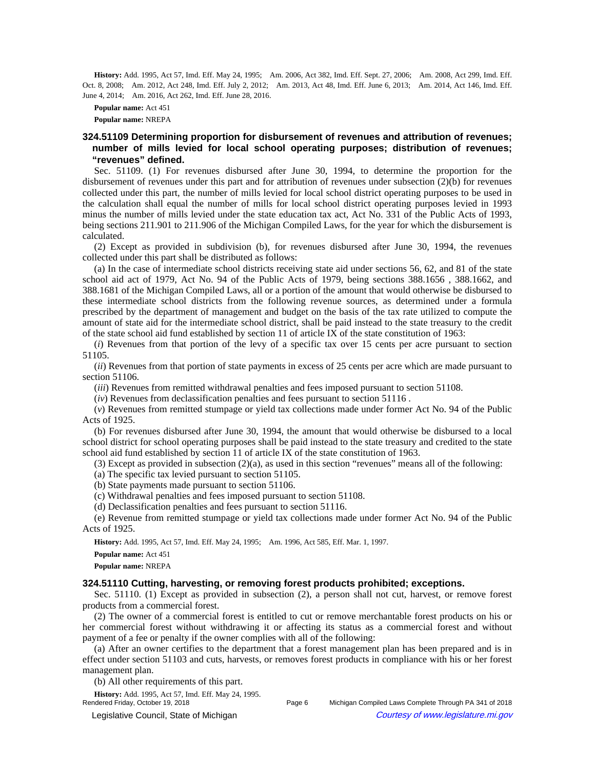**History:** Add. 1995, Act 57, Imd. Eff. May 24, 1995; Am. 2006, Act 382, Imd. Eff. Sept. 27, 2006; Am. 2008, Act 299, Imd. Eff. Oct. 8, 2008; Am. 2012, Act 248, Imd. Eff. July 2, 2012; Am. 2013, Act 48, Imd. Eff. June 6, 2013; Am. 2014, Act 146, Imd. Eff. June 4, 2014; Am. 2016, Act 262, Imd. Eff. June 28, 2016.

**Popular name:** Act 451

**Popular name:** NREPA

### 324.51109 Determining proportion for disbursement of revenues and attribution of revenues; number of mills levied for local school operating purposes; distribution of revenues; "revenues" defined.

Sec. 51109. (1) For revenues disbursed after June 30, 1994, to determine the proportion for the disbursement of revenues under this part and for attribution of revenues under subsection (2)(b) for revenues collected under this part, the number of mills levied for local school district operating purposes to be used in the calculation shall equal the number of mills for local school district operating purposes levied in 1993 minus the number of mills levied under the state education tax act, Act No. 331 of the Public Acts of 1993, being sections 211.901 to 211.906 of the Michigan Compiled Laws, for the year for which the disbursement is calculated.

(2) Except as provided in subdivision (b), for revenues disbursed after June 30, 1994, the revenues collected under this part shall be distributed as follows:

(a) In the case of intermediate school districts receiving state aid under sections 56, 62, and 81 of the state school aid act of 1979, Act No. 94 of the Public Acts of 1979, being sections 388.1656 , 388.1662, and 388.1681 of the Michigan Compiled Laws, all or a portion of the amount that would otherwise be disbursed to these intermediate school districts from the following revenue sources, as determined under a formula prescribed by the department of management and budget on the basis of the tax rate utilized to compute the amount of state aid for the intermediate school district, shall be paid instead to the state treasury to the credit of the state school aid fund established by section 11 of article IX of the state constitution of 1963:

(*i*) Revenues from that portion of the levy of a specific tax over 15 cents per acre pursuant to section 51105.

(*ii*) Revenues from that portion of state payments in excess of 25 cents per acre which are made pursuant to section 51106.

(*iii*) Revenues from remitted withdrawal penalties and fees imposed pursuant to section 51108.

(*iv*) Revenues from declassification penalties and fees pursuant to section 51116 .

(*v*) Revenues from remitted stumpage or yield tax collections made under former Act No. 94 of the Public Acts of 1925.

(b) For revenues disbursed after June 30, 1994, the amount that would otherwise be disbursed to a local school district for school operating purposes shall be paid instead to the state treasury and credited to the state school aid fund established by section 11 of article IX of the state constitution of 1963.

(3) Except as provided in subsection (2)(a), as used in this section "revenues" means all of the following:

(a) The specific tax levied pursuant to section 51105.

(b) State payments made pursuant to section 51106.

(c) Withdrawal penalties and fees imposed pursuant to section 51108.

(d) Declassification penalties and fees pursuant to section 51116.

(e) Revenue from remitted stumpage or yield tax collections made under former Act No. 94 of the Public Acts of 1925.

**History:** Add. 1995, Act 57, Imd. Eff. May 24, 1995; Am. 1996, Act 585, Eff. Mar. 1, 1997.

**Popular name:** Act 451

**Popular name:** NREPA

### 324.51110 Cutting, harvesting, or removing forest products prohibited; exceptions.

Sec. 51110. (1) Except as provided in subsection (2), a person shall not cut, harvest, or remove forest products from a commercial forest.

(2) The owner of a commercial forest is entitled to cut or remove merchantable forest products on his or her commercial forest without withdrawing it or affecting its status as a commercial forest and without payment of a fee or penalty if the owner complies with all of the following:

(a) After an owner certifies to the department that a forest management plan has been prepared and is in effect under section 51103 and cuts, harvests, or removes forest products in compliance with his or her forest management plan.

(b) All other requirements of this part.

**History:** Add. 1995, Act 57, Imd. Eff. May 24, 1995.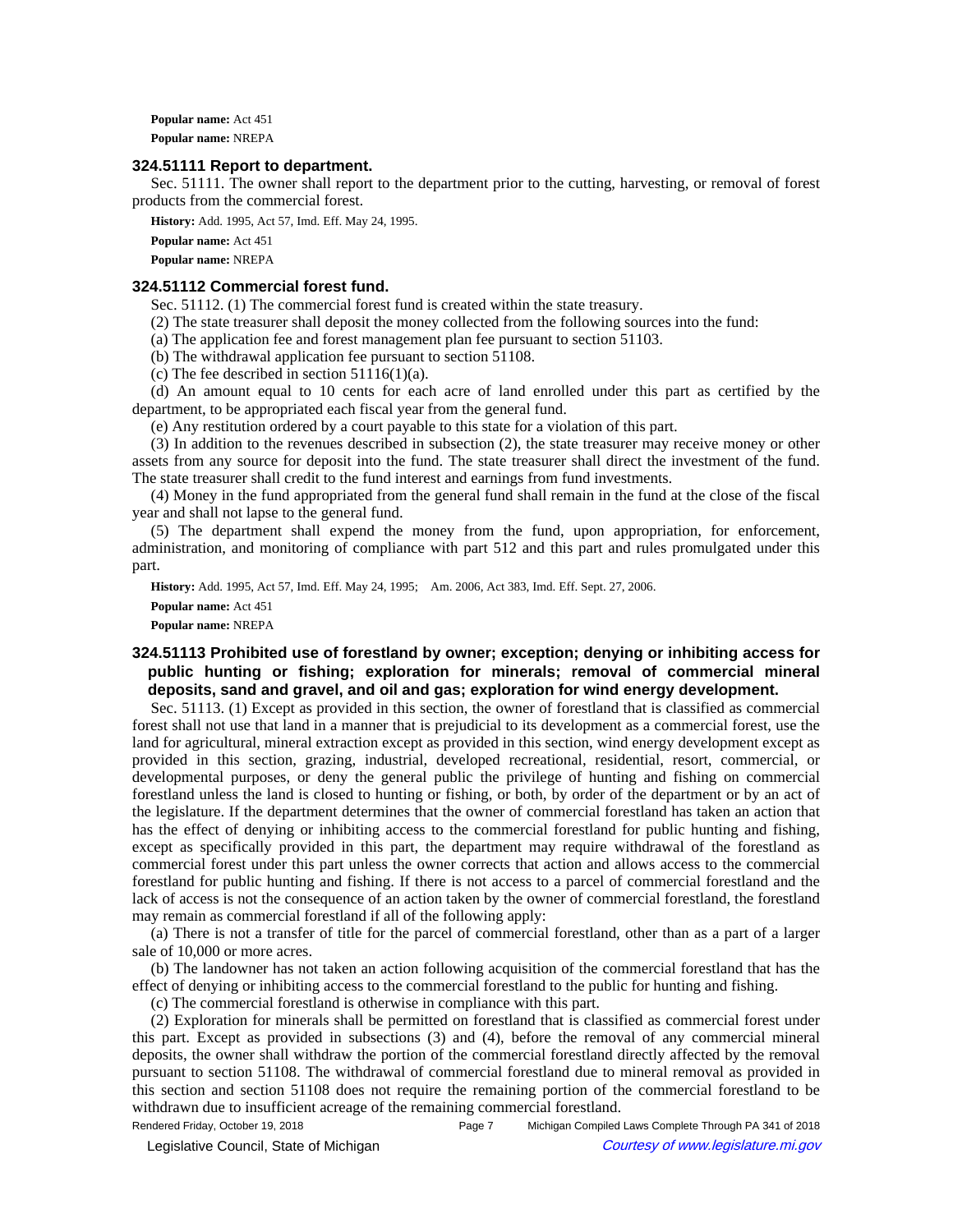**Popular name:** Act 451

**Popular name:** NREPA

### 324.51111 Report to department.

Sec. 51111. The owner shall report to the department prior to the cutting, harvesting, or removal of forest products from the commercial forest.

**History:** Add. 1995, Act 57, Imd. Eff. May 24, 1995.

**Popular name:** Act 451

**Popular name:** NREPA

### 324.51112 Commercial forest fund.

Sec. 51112. (1) The commercial forest fund is created within the state treasury.

(2) The state treasurer shall deposit the money collected from the following sources into the fund:

(a) The application fee and forest management plan fee pursuant to section 51103.

(b) The withdrawal application fee pursuant to section 51108.

(c) The fee described in section 51116(1)(a).

(d) An amount equal to 10 cents for each acre of land enrolled under this part as certified by the department, to be appropriated each fiscal year from the general fund.

(e) Any restitution ordered by a court payable to this state for a violation of this part.

(3) In addition to the revenues described in subsection (2), the state treasurer may receive money or other assets from any source for deposit into the fund. The state treasurer shall direct the investment of the fund. The state treasurer shall credit to the fund interest and earnings from fund investments.

(4) Money in the fund appropriated from the general fund shall remain in the fund at the close of the fiscal year and shall not lapse to the general fund.

(5) The department shall expend the money from the fund, upon appropriation, for enforcement, administration, and monitoring of compliance with part 512 and this part and rules promulgated under this part.

**History:** Add. 1995, Act 57, Imd. Eff. May 24, 1995; Am. 2006, Act 383, Imd. Eff. Sept. 27, 2006.

**Popular name:** Act 451

**Popular name:** NREPA

### 324.51113 Prohibited use of forestland by owner; exception; denying or inhibiting access for public hunting or fishing; exploration for minerals; removal of commercial mineral deposits, sand and gravel, and oil and gas; exploration for wind energy development.

Sec. 51113. (1) Except as provided in this section, the owner of forestland that is classified as commercial forest shall not use that land in a manner that is prejudicial to its development as a commercial forest, use the land for agricultural, mineral extraction except as provided in this section, wind energy development except as provided in this section, grazing, industrial, developed recreational, residential, resort, commercial, or developmental purposes, or deny the general public the privilege of hunting and fishing on commercial forestland unless the land is closed to hunting or fishing, or both, by order of the department or by an act of the legislature. If the department determines that the owner of commercial forestland has taken an action that has the effect of denying or inhibiting access to the commercial forestland for public hunting and fishing, except as specifically provided in this part, the department may require withdrawal of the forestland as commercial forest under this part unless the owner corrects that action and allows access to the commercial forestland for public hunting and fishing. If there is not access to a parcel of commercial forestland and the lack of access is not the consequence of an action taken by the owner of commercial forestland, the forestland may remain as commercial forestland if all of the following apply:

(a) There is not a transfer of title for the parcel of commercial forestland, other than as a part of a larger sale of 10,000 or more acres.

(b) The landowner has not taken an action following acquisition of the commercial forestland that has the effect of denying or inhibiting access to the commercial forestland to the public for hunting and fishing.

(c) The commercial forestland is otherwise in compliance with this part.

(2) Exploration for minerals shall be permitted on forestland that is classified as commercial forest under this part. Except as provided in subsections (3) and (4), before the removal of any commercial mineral deposits, the owner shall withdraw the portion of the commercial forestland directly affected by the removal pursuant to section 51108. The withdrawal of commercial forestland due to mineral removal as provided in this section and section 51108 does not require the remaining portion of the commercial forestland to be withdrawn due to insufficient acreage of the remaining commercial forestland.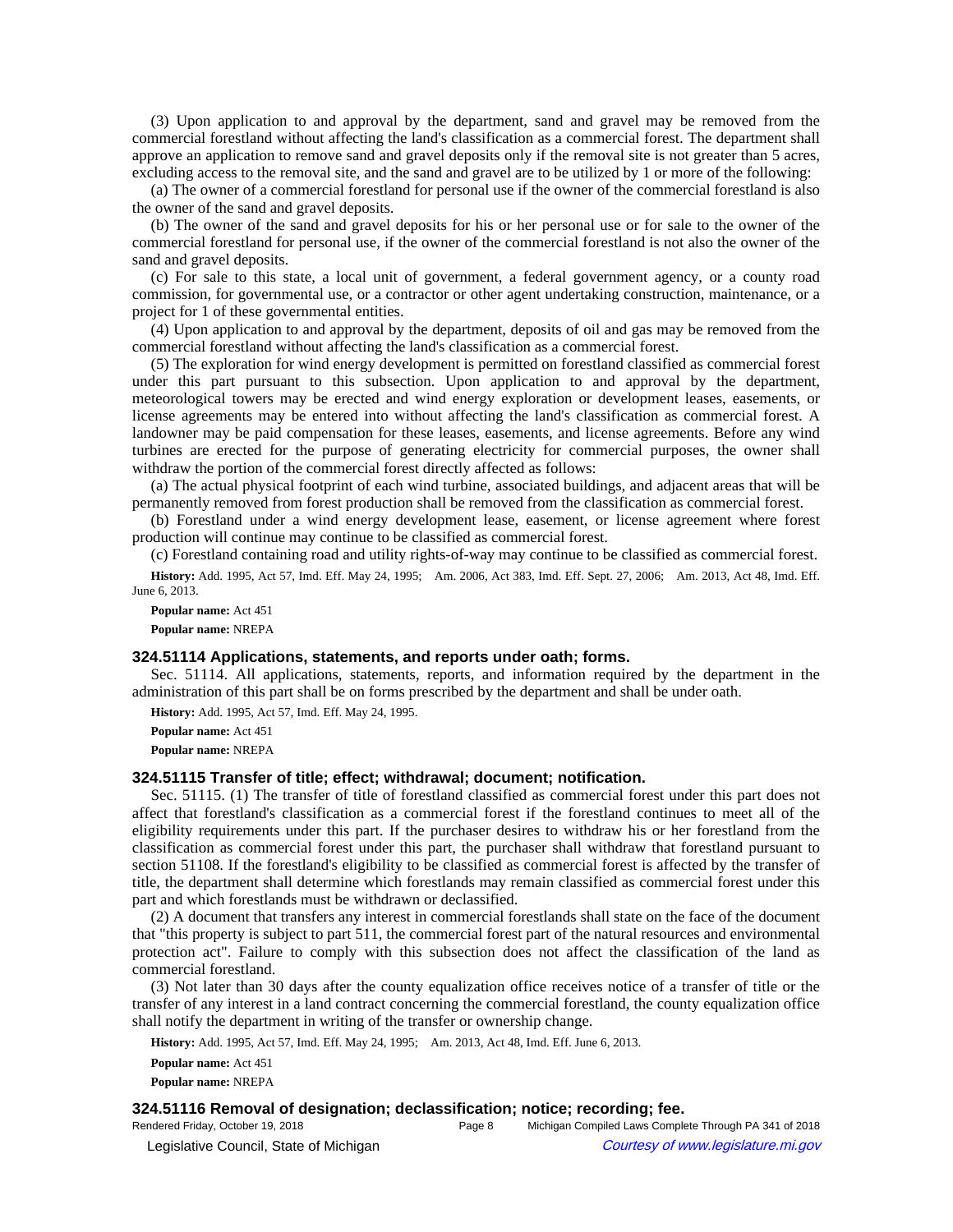(3) Upon application to and approval by the department, sand and gravel may be removed from the commercial forestland without affecting the land's classification as a commercial forest. The department shall approve an application to remove sand and gravel deposits only if the removal site is not greater than 5 acres, excluding access to the removal site, and the sand and gravel are to be utilized by 1 or more of the following:

(a) The owner of a commercial forestland for personal use if the owner of the commercial forestland is also the owner of the sand and gravel deposits.

(b) The owner of the sand and gravel deposits for his or her personal use or for sale to the owner of the commercial forestland for personal use, if the owner of the commercial forestland is not also the owner of the sand and gravel deposits.

(c) For sale to this state, a local unit of government, a federal government agency, or a county road commission, for governmental use, or a contractor or other agent undertaking construction, maintenance, or a project for 1 of these governmental entities.

(4) Upon application to and approval by the department, deposits of oil and gas may be removed from the commercial forestland without affecting the land's classification as a commercial forest.

(5) The exploration for wind energy development is permitted on forestland classified as commercial forest under this part pursuant to this subsection. Upon application to and approval by the department, meteorological towers may be erected and wind energy exploration or development leases, easements, or license agreements may be entered into without affecting the land's classification as commercial forest. A landowner may be paid compensation for these leases, easements, and license agreements. Before any wind turbines are erected for the purpose of generating electricity for commercial purposes, the owner shall withdraw the portion of the commercial forest directly affected as follows:

(a) The actual physical footprint of each wind turbine, associated buildings, and adjacent areas that will be permanently removed from forest production shall be removed from the classification as commercial forest.

(b) Forestland under a wind energy development lease, easement, or license agreement where forest production will continue may continue to be classified as commercial forest.

(c) Forestland containing road and utility rights-of-way may continue to be classified as commercial forest.

**History:** Add. 1995, Act 57, Imd. Eff. May 24, 1995; Am. 2006, Act 383, Imd. Eff. Sept. 27, 2006; Am. 2013, Act 48, Imd. Eff. June 6, 2013.

**Popular name:** Act 451

**Popular name:** NREPA

### 324.51114 Applications, statements, and reports under oath; forms.

Sec. 51114. All applications, statements, reports, and information required by the department in the administration of this part shall be on forms prescribed by the department and shall be under oath.

**History:** Add. 1995, Act 57, Imd. Eff. May 24, 1995.

**Popular name:** Act 451

**Popular name:** NREPA

### 324.51115 Transfer of title; effect; withdrawal; document; notification.

Sec. 51115. (1) The transfer of title of forestland classified as commercial forest under this part does not affect that forestland's classification as a commercial forest if the forestland continues to meet all of the eligibility requirements under this part. If the purchaser desires to withdraw his or her forestland from the classification as commercial forest under this part, the purchaser shall withdraw that forestland pursuant to section 51108. If the forestland's eligibility to be classified as commercial forest is affected by the transfer of title, the department shall determine which forestlands may remain classified as commercial forest under this part and which forestlands must be withdrawn or declassified.

(2) A document that transfers any interest in commercial forestlands shall state on the face of the document that "this property is subject to part 511, the commercial forest part of the natural resources and environmental protection act". Failure to comply with this subsection does not affect the classification of the land as commercial forestland.

(3) Not later than 30 days after the county equalization office receives notice of a transfer of title or the transfer of any interest in a land contract concerning the commercial forestland, the county equalization office shall notify the department in writing of the transfer or ownership change.

**History:** Add. 1995, Act 57, Imd. Eff. May 24, 1995; Am. 2013, Act 48, Imd. Eff. June 6, 2013.

**Popular name:** Act 451

**Popular name:** NREPA

### 324.51116 Removal of designation; declassification; notice; recording; fee.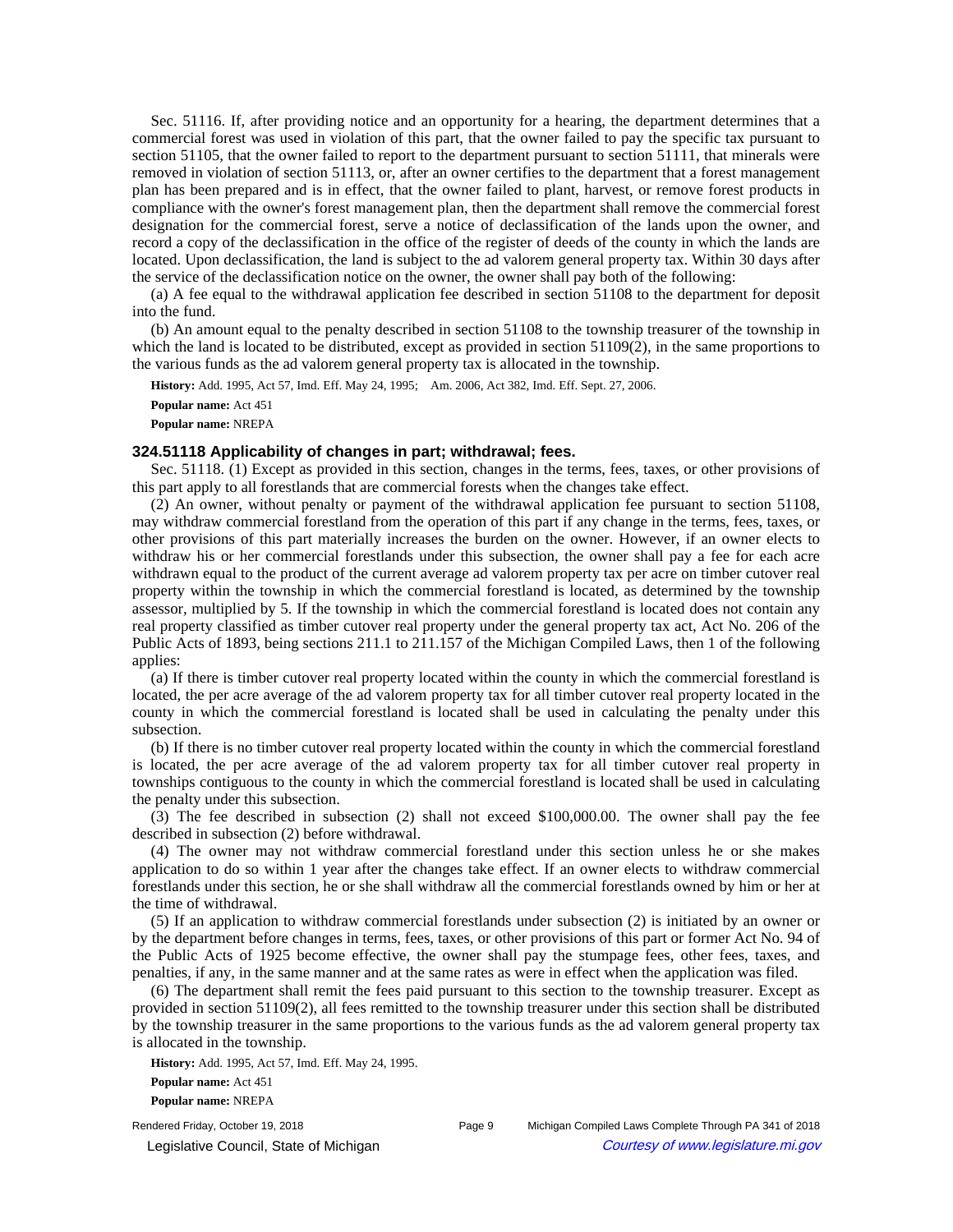Sec. 51116. If, after providing notice and an opportunity for a hearing, the department determines that a commercial forest was used in violation of this part, that the owner failed to pay the specific tax pursuant to section 51105, that the owner failed to report to the department pursuant to section 51111, that minerals were removed in violation of section 51113, or, after an owner certifies to the department that a forest management plan has been prepared and is in effect, that the owner failed to plant, harvest, or remove forest products in compliance with the owner's forest management plan, then the department shall remove the commercial forest designation for the commercial forest, serve a notice of declassification of the lands upon the owner, and record a copy of the declassification in the office of the register of deeds of the county in which the lands are located. Upon declassification, the land is subject to the ad valorem general property tax. Within 30 days after the service of the declassification notice on the owner, the owner shall pay both of the following:

(a) A fee equal to the withdrawal application fee described in section 51108 to the department for deposit into the fund.

(b) An amount equal to the penalty described in section 51108 to the township treasurer of the township in which the land is located to be distributed, except as provided in section 51109(2), in the same proportions to the various funds as the ad valorem general property tax is allocated in the township.

**History:** Add. 1995, Act 57, Imd. Eff. May 24, 1995; Am. 2006, Act 382, Imd. Eff. Sept. 27, 2006.

**Popular name:** Act 451

**Popular name:** NREPA

### 324.51118 Applicability of changes in part; withdrawal; fees.

Sec. 51118. (1) Except as provided in this section, changes in the terms, fees, taxes, or other provisions of this part apply to all forestlands that are commercial forests when the changes take effect.

(2) An owner, without penalty or payment of the withdrawal application fee pursuant to section 51108, may withdraw commercial forestland from the operation of this part if any change in the terms, fees, taxes, or other provisions of this part materially increases the burden on the owner. However, if an owner elects to withdraw his or her commercial forestlands under this subsection, the owner shall pay a fee for each acre withdrawn equal to the product of the current average ad valorem property tax per acre on timber cutover real property within the township in which the commercial forestland is located, as determined by the township assessor, multiplied by 5. If the township in which the commercial forestland is located does not contain any real property classified as timber cutover real property under the general property tax act, Act No. 206 of the Public Acts of 1893, being sections 211.1 to 211.157 of the Michigan Compiled Laws, then 1 of the following applies:

(a) If there is timber cutover real property located within the county in which the commercial forestland is located, the per acre average of the ad valorem property tax for all timber cutover real property located in the county in which the commercial forestland is located shall be used in calculating the penalty under this subsection.

(b) If there is no timber cutover real property located within the county in which the commercial forestland is located, the per acre average of the ad valorem property tax for all timber cutover real property in townships contiguous to the county in which the commercial forestland is located shall be used in calculating the penalty under this subsection.

(3) The fee described in subsection (2) shall not exceed $100,000.00. The owner shall pay the fee described in subsection (2) before withdrawal.

(4) The owner may not withdraw commercial forestland under this section unless he or she makes application to do so within 1 year after the changes take effect. If an owner elects to withdraw commercial forestlands under this section, he or she shall withdraw all the commercial forestlands owned by him or her at the time of withdrawal.

(5) If an application to withdraw commercial forestlands under subsection (2) is initiated by an owner or by the department before changes in terms, fees, taxes, or other provisions of this part or former Act No. 94 of the Public Acts of 1925 become effective, the owner shall pay the stumpage fees, other fees, taxes, and penalties, if any, in the same manner and at the same rates as were in effect when the application was filed.

(6) The department shall remit the fees paid pursuant to this section to the township treasurer. Except as provided in section 51109(2), all fees remitted to the township treasurer under this section shall be distributed by the township treasurer in the same proportions to the various funds as the ad valorem general property tax is allocated in the township.

**History:** Add. 1995, Act 57, Imd. Eff. May 24, 1995.

**Popular name:** Act 451

**Popular name:** NREPA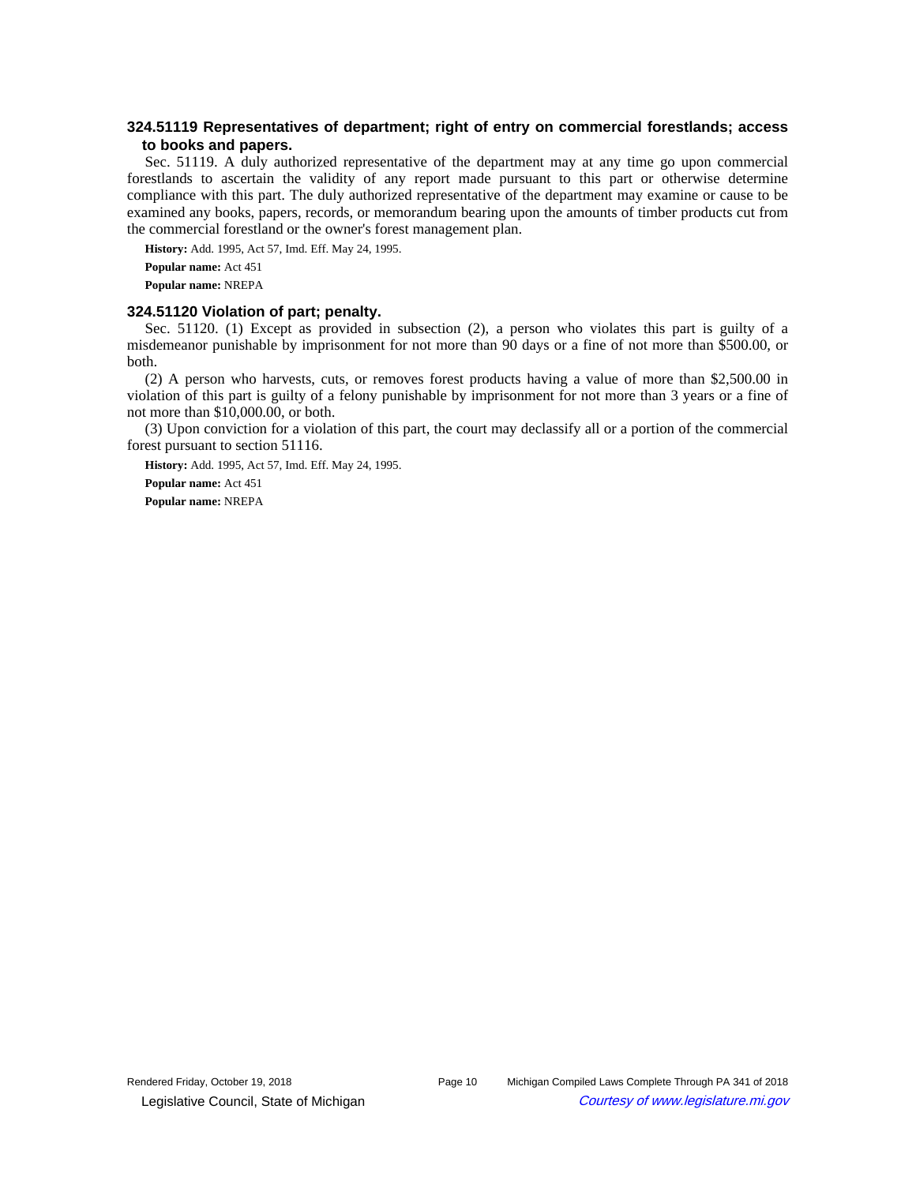### 324.51119 Representatives of department; right of entry on commercial forestlands; access to books and papers.

Sec. 51119. A duly authorized representative of the department may at any time go upon commercial forestlands to ascertain the validity of any report made pursuant to this part or otherwise determine compliance with this part. The duly authorized representative of the department may examine or cause to be examined any books, papers, records, or memorandum bearing upon the amounts of timber products cut from the commercial forestland or the owner's forest management plan.

**History:** Add. 1995, Act 57, Imd. Eff. May 24, 1995.

**Popular name:** Act 451

**Popular name:** NREPA

### 324.51120 Violation of part; penalty.

Sec. 51120. (1) Except as provided in subsection (2), a person who violates this part is guilty of a misdemeanor punishable by imprisonment for not more than 90 days or a fine of not more than $500.00, or both.

(2) A person who harvests, cuts, or removes forest products having a value of more than $2,500.00 in violation of this part is guilty of a felony punishable by imprisonment for not more than 3 years or a fine of not more than $10,000.00, or both.

(3) Upon conviction for a violation of this part, the court may declassify all or a portion of the commercial forest pursuant to section 51116.

**History:** Add. 1995, Act 57, Imd. Eff. May 24, 1995.

**Popular name:** Act 451

**Popular name:** NREPA